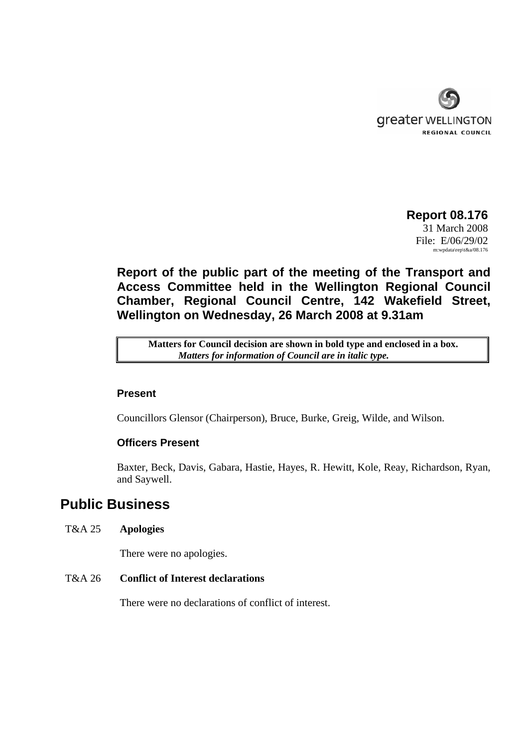greater WELLINGTON
REGIONAL COUNCIL

**Report 08.176**
31 March 2008
File: E/06/29/02
m:wpdata\rep\t&a/08.176

## Report of the public part of the meeting of the Transport and Access Committee held in the Wellington Regional Council Chamber, Regional Council Centre, 142 Wakefield Street, Wellington on Wednesday, 26 March 2008 at 9.31am

| **Matters for Council decision are shown in bold type and enclosed in a box.** *Matters for information of Council are in italic type.* |
|---|

### Present

Councillors Glensor (Chairperson), Bruce, Burke, Greig, Wilde, and Wilson.

### Officers Present

Baxter, Beck, Davis, Gabara, Hastie, Hayes, R. Hewitt, Kole, Reay, Richardson, Ryan, and Saywell.

# Public Business

T&A 25 **Apologies**

There were no apologies.

T&A 26 **Conflict of Interest declarations**

There were no declarations of conflict of interest.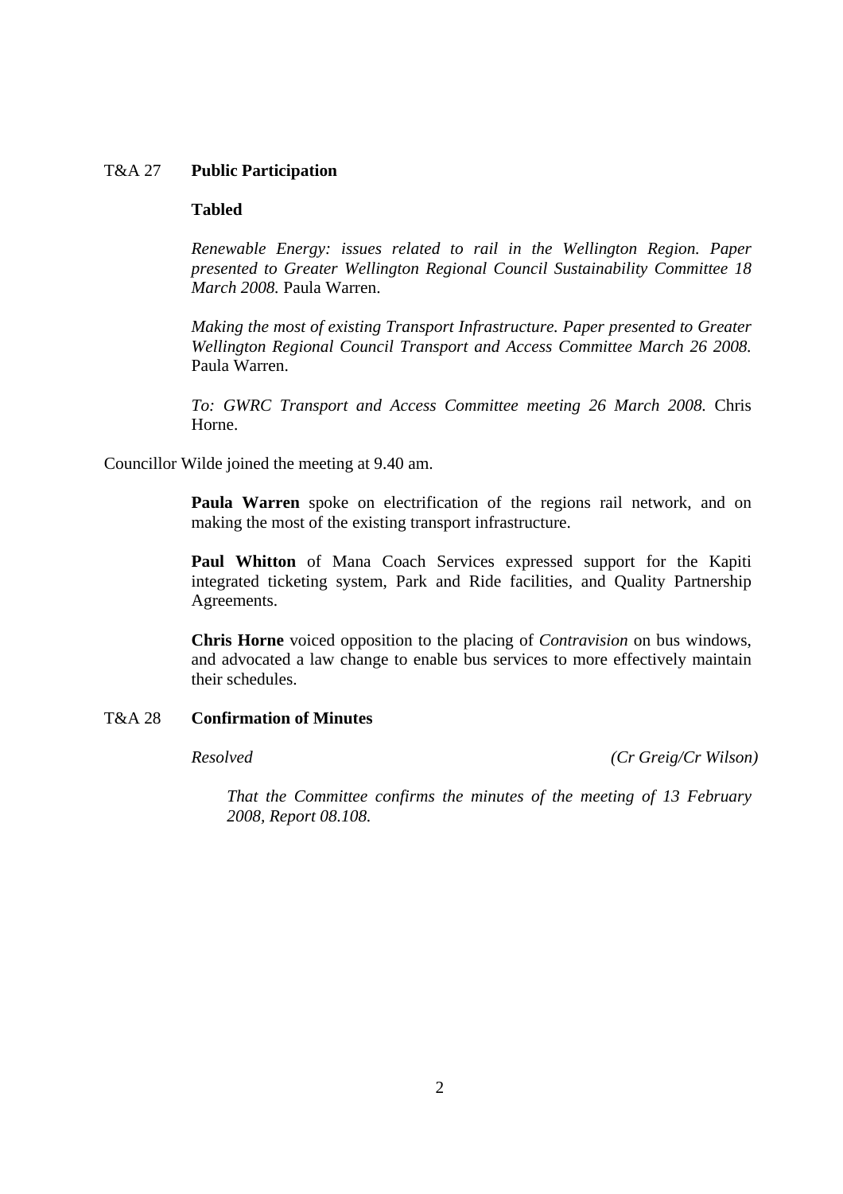T&A 27 **Public Participation**

**Tabled**

*Renewable Energy: issues related to rail in the Wellington Region. Paper presented to Greater Wellington Regional Council Sustainability Committee 18 March 2008.* Paula Warren.

*Making the most of existing Transport Infrastructure. Paper presented to Greater Wellington Regional Council Transport and Access Committee March 26 2008.* Paula Warren.

*To: GWRC Transport and Access Committee meeting 26 March 2008.* Chris Horne.

Councillor Wilde joined the meeting at 9.40 am.

**Paula Warren** spoke on electrification of the regions rail network, and on making the most of the existing transport infrastructure.

**Paul Whitton** of Mana Coach Services expressed support for the Kapiti integrated ticketing system, Park and Ride facilities, and Quality Partnership Agreements.

**Chris Horne** voiced opposition to the placing of *Contravision* on bus windows, and advocated a law change to enable bus services to more effectively maintain their schedules.

T&A 28 **Confirmation of Minutes**

*Resolved* *(Cr Greig/Cr Wilson)*

*That the Committee confirms the minutes of the meeting of 13 February 2008, Report 08.108.*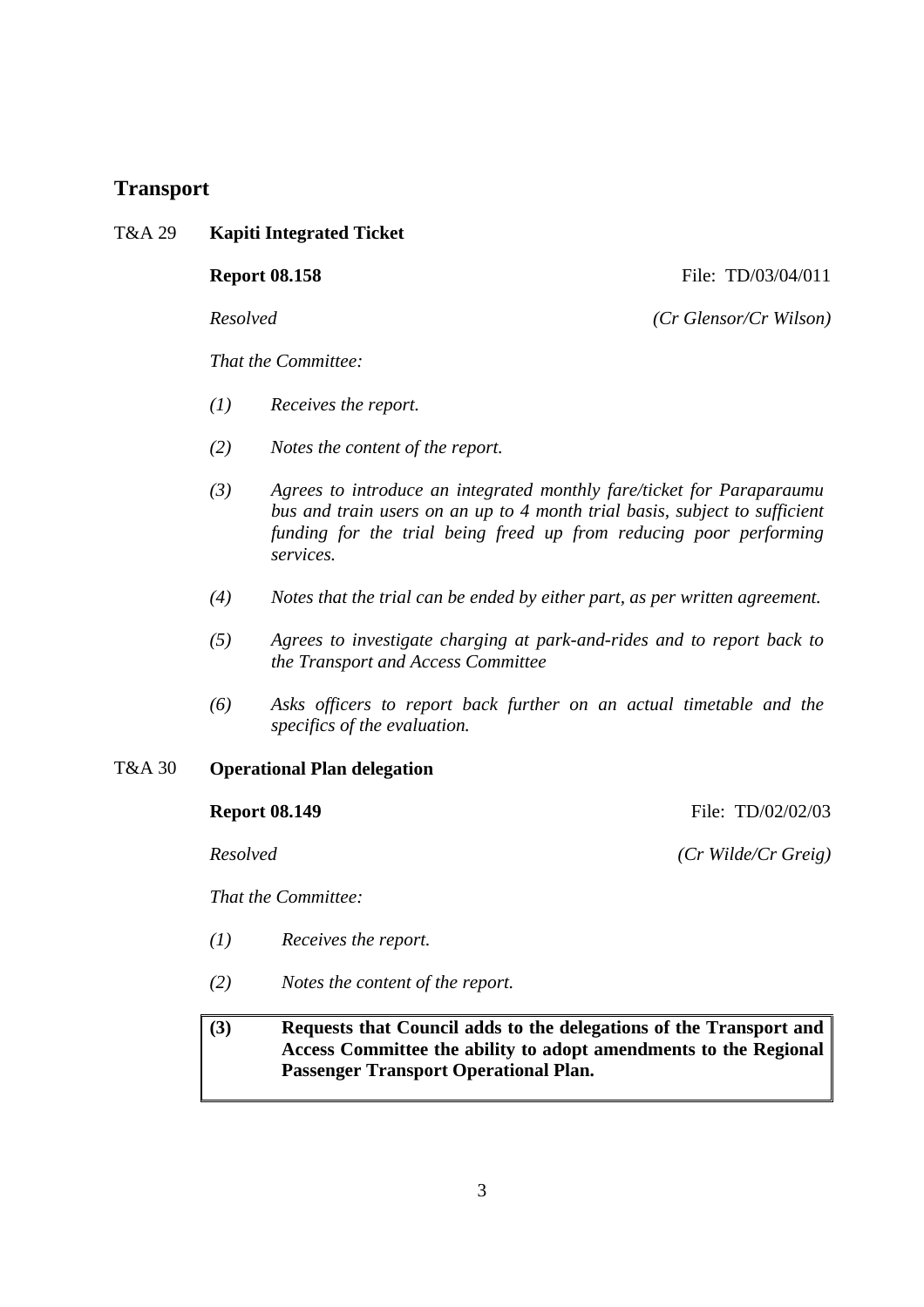## Transport

### T&A 29 Kapiti Integrated Ticket

**Report 08.158** File: TD/03/04/011

*Resolved* *(Cr Glensor/Cr Wilson)*

*That the Committee:*

*(1) Receives the report.*

*(2) Notes the content of the report.*

*(3) Agrees to introduce an integrated monthly fare/ticket for Paraparaumu bus and train users on an up to 4 month trial basis, subject to sufficient funding for the trial being freed up from reducing poor performing services.*

*(4) Notes that the trial can be ended by either part, as per written agreement.*

*(5) Agrees to investigate charging at park-and-rides and to report back to the Transport and Access Committee*

*(6) Asks officers to report back further on an actual timetable and the specifics of the evaluation.*

### T&A 30 Operational Plan delegation

**Report 08.149** File: TD/02/02/03

*Resolved* *(Cr Wilde/Cr Greig)*

*That the Committee:*

*(1) Receives the report.*

*(2) Notes the content of the report.*

**(3) Requests that Council adds to the delegations of the Transport and Access Committee the ability to adopt amendments to the Regional Passenger Transport Operational Plan.**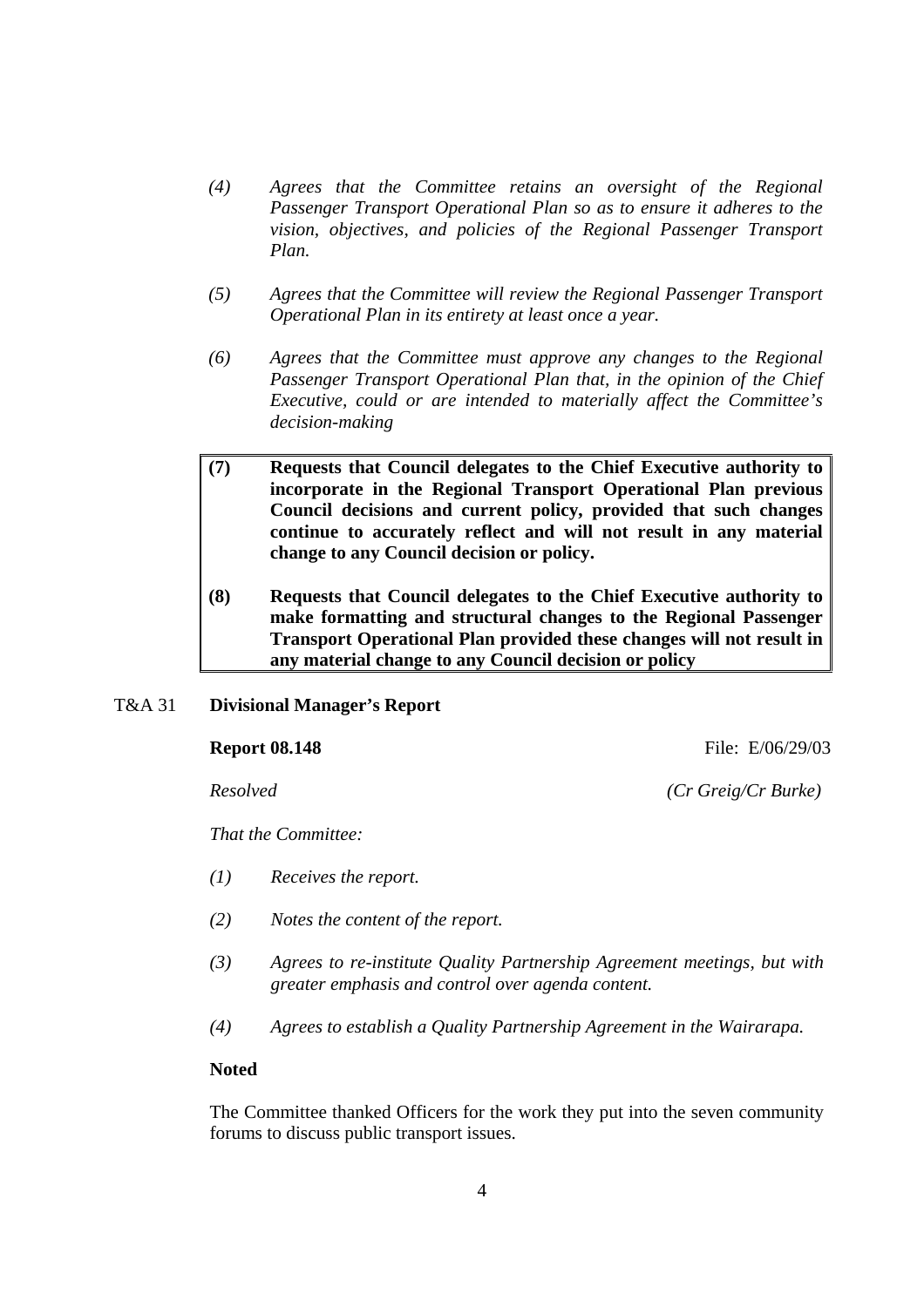*(4) Agrees that the Committee retains an oversight of the Regional Passenger Transport Operational Plan so as to ensure it adheres to the vision, objectives, and policies of the Regional Passenger Transport Plan.*

*(5) Agrees that the Committee will review the Regional Passenger Transport Operational Plan in its entirety at least once a year.*

*(6) Agrees that the Committee must approve any changes to the Regional Passenger Transport Operational Plan that, in the opinion of the Chief Executive, could or are intended to materially affect the Committee's decision-making*

**(7) Requests that Council delegates to the Chief Executive authority to incorporate in the Regional Transport Operational Plan previous Council decisions and current policy, provided that such changes continue to accurately reflect and will not result in any material change to any Council decision or policy.**

**(8) Requests that Council delegates to the Chief Executive authority to make formatting and structural changes to the Regional Passenger Transport Operational Plan provided these changes will not result in any material change to any Council decision or policy**

## T&A 31 Divisional Manager's Report

**Report 08.148** File: E/06/29/03

*Resolved* *(Cr Greig/Cr Burke)*

*That the Committee:*

*(1) Receives the report.*

*(2) Notes the content of the report.*

*(3) Agrees to re-institute Quality Partnership Agreement meetings, but with greater emphasis and control over agenda content.*

*(4) Agrees to establish a Quality Partnership Agreement in the Wairarapa.*

**Noted**

The Committee thanked Officers for the work they put into the seven community forums to discuss public transport issues.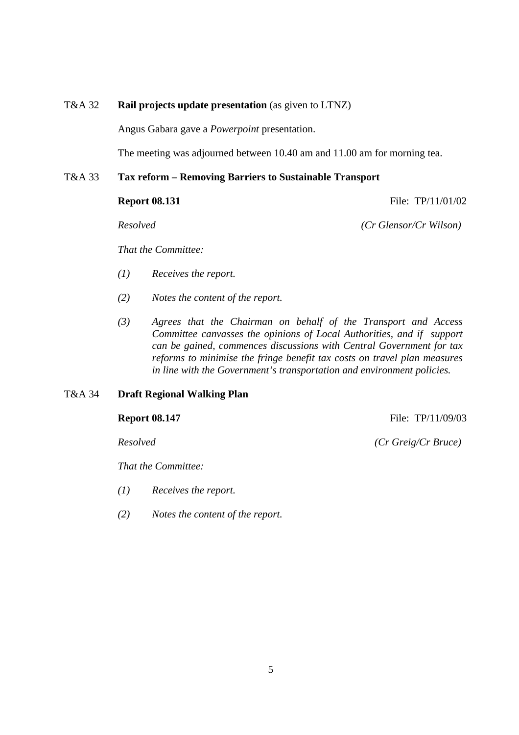T&A 32 **Rail projects update presentation** (as given to LTNZ)

Angus Gabara gave a *Powerpoint* presentation.

The meeting was adjourned between 10.40 am and 11.00 am for morning tea.

T&A 33 **Tax reform – Removing Barriers to Sustainable Transport**

**Report 08.131** File: TP/11/01/02

*Resolved* *(Cr Glensor/Cr Wilson)*

*That the Committee:*

*(1) Receives the report.*

*(2) Notes the content of the report.*

*(3) Agrees that the Chairman on behalf of the Transport and Access Committee canvasses the opinions of Local Authorities, and if support can be gained, commences discussions with Central Government for tax reforms to minimise the fringe benefit tax costs on travel plan measures in line with the Government's transportation and environment policies.*

T&A 34 **Draft Regional Walking Plan**

**Report 08.147** File: TP/11/09/03

*Resolved* *(Cr Greig/Cr Bruce)*

*That the Committee:*

*(1) Receives the report.*

*(2) Notes the content of the report.*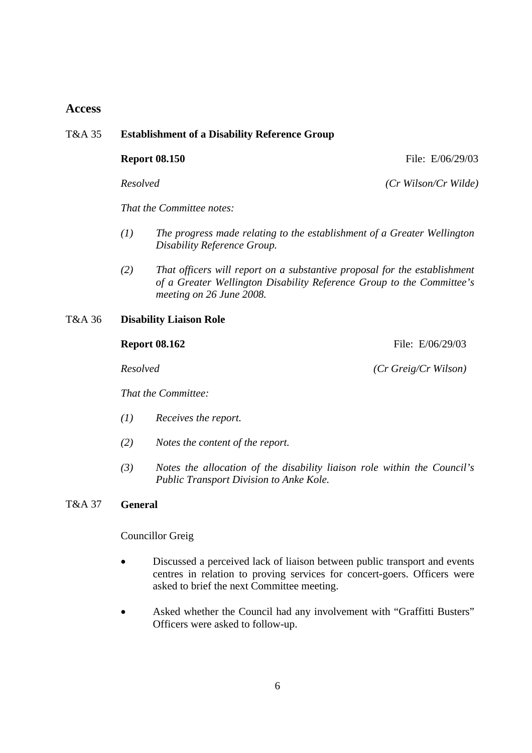## Access

### T&A 35 Establishment of a Disability Reference Group

**Report 08.150** File: E/06/29/03

*Resolved* *(Cr Wilson/Cr Wilde)*

*That the Committee notes:*

*(1) The progress made relating to the establishment of a Greater Wellington Disability Reference Group.*

*(2) That officers will report on a substantive proposal for the establishment of a Greater Wellington Disability Reference Group to the Committee's meeting on 26 June 2008.*

### T&A 36 Disability Liaison Role

**Report 08.162** File: E/06/29/03

*Resolved* *(Cr Greig/Cr Wilson)*

*That the Committee:*

*(1) Receives the report.*

*(2) Notes the content of the report.*

*(3) Notes the allocation of the disability liaison role within the Council's Public Transport Division to Anke Kole.*

### T&A 37 General

Councillor Greig

- Discussed a perceived lack of liaison between public transport and events centres in relation to proving services for concert-goers. Officers were asked to brief the next Committee meeting.

- Asked whether the Council had any involvement with "Graffitti Busters" Officers were asked to follow-up.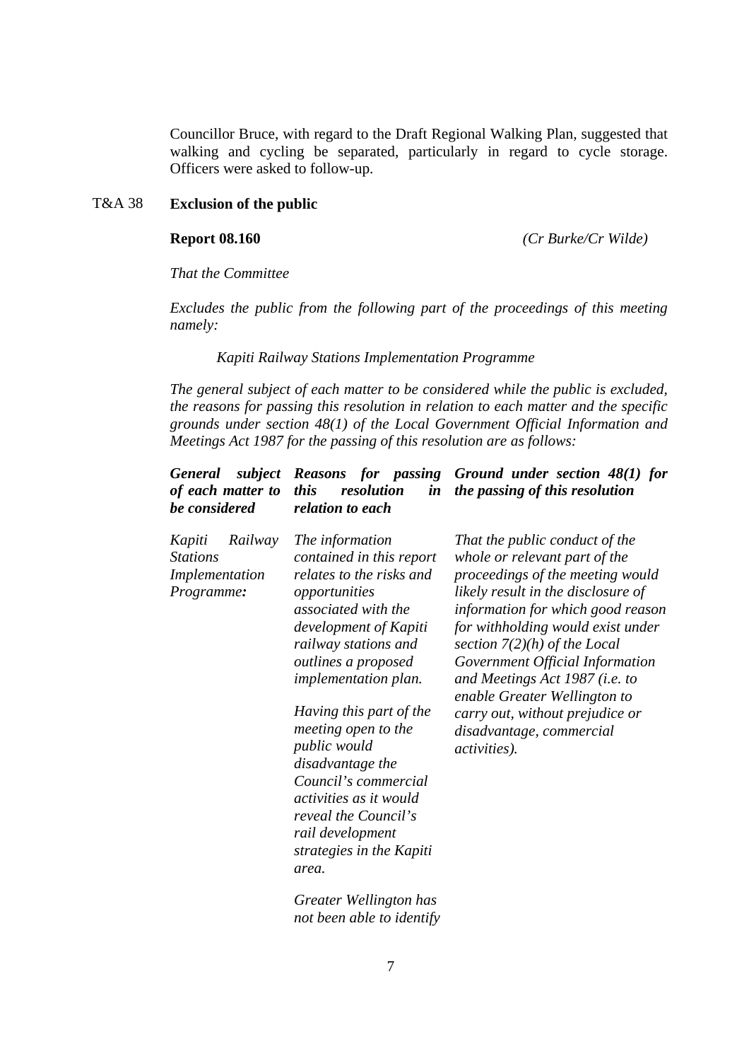Councillor Bruce, with regard to the Draft Regional Walking Plan, suggested that walking and cycling be separated, particularly in regard to cycle storage. Officers were asked to follow-up.

T&A 38 **Exclusion of the public**

**Report 08.160** *(Cr Burke/Cr Wilde)*

*That the Committee*

*Excludes the public from the following part of the proceedings of this meeting namely:*

*Kapiti Railway Stations Implementation Programme*

*The general subject of each matter to be considered while the public is excluded, the reasons for passing this resolution in relation to each matter and the specific grounds under section 48(1) of the Local Government Official Information and Meetings Act 1987 for the passing of this resolution are as follows:*

| ***General subject of each matter to be considered*** | ***Reasons for passing this resolution in relation to each*** | ***Ground under section 48(1) for the passing of this resolution*** |
|---|---|---|
| *Kapiti Railway Stations Implementation Programme**:*** | *The information contained in this report relates to the risks and opportunities associated with the development of Kapiti railway stations and outlines a proposed implementation plan.*<br><br>*Having this part of the meeting open to the public would disadvantage the Council's commercial activities as it would reveal the Council's rail development strategies in the Kapiti area.*<br><br>*Greater Wellington has not been able to identify* | *That the public conduct of the whole or relevant part of the proceedings of the meeting would likely result in the disclosure of information for which good reason for withholding would exist under section 7(2)(h) of the Local Government Official Information and Meetings Act 1987 (i.e. to enable Greater Wellington to carry out, without prejudice or disadvantage, commercial activities).* |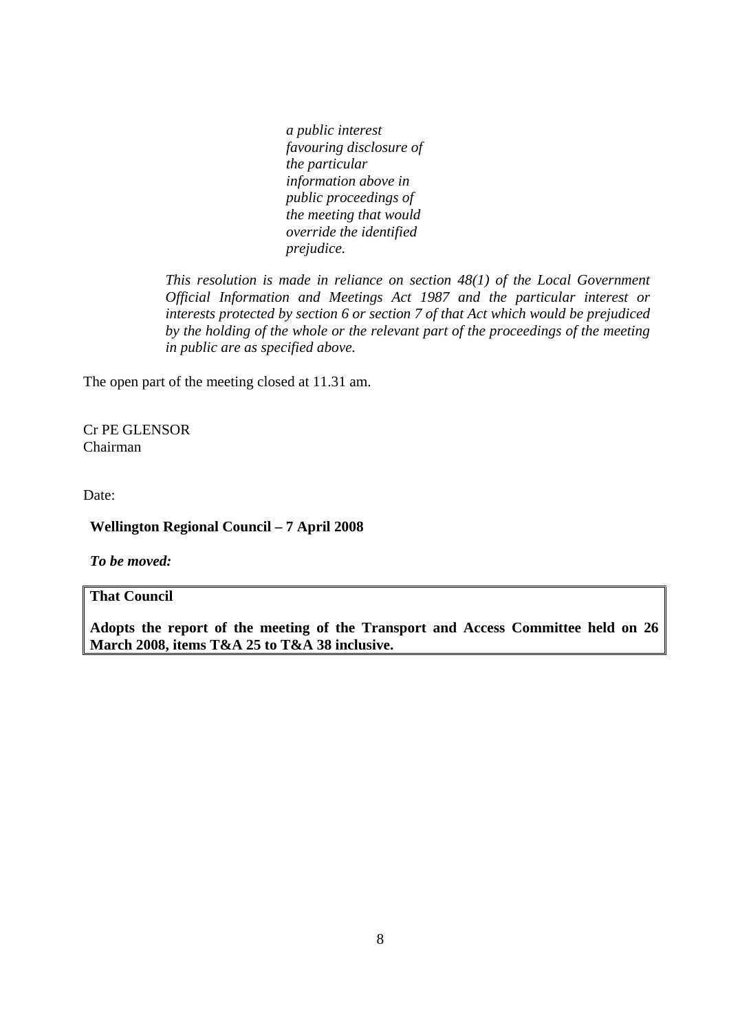*a public interest favouring disclosure of the particular information above in public proceedings of the meeting that would override the identified prejudice.*

*This resolution is made in reliance on section 48(1) of the Local Government Official Information and Meetings Act 1987 and the particular interest or interests protected by section 6 or section 7 of that Act which would be prejudiced by the holding of the whole or the relevant part of the proceedings of the meeting in public are as specified above.*

The open part of the meeting closed at 11.31 am.

Cr PE GLENSOR
Chairman

Date:

**Wellington Regional Council – 7 April 2008**

***To be moved:***

**That Council**

**Adopts the report of the meeting of the Transport and Access Committee held on 26 March 2008, items T&A 25 to T&A 38 inclusive.**